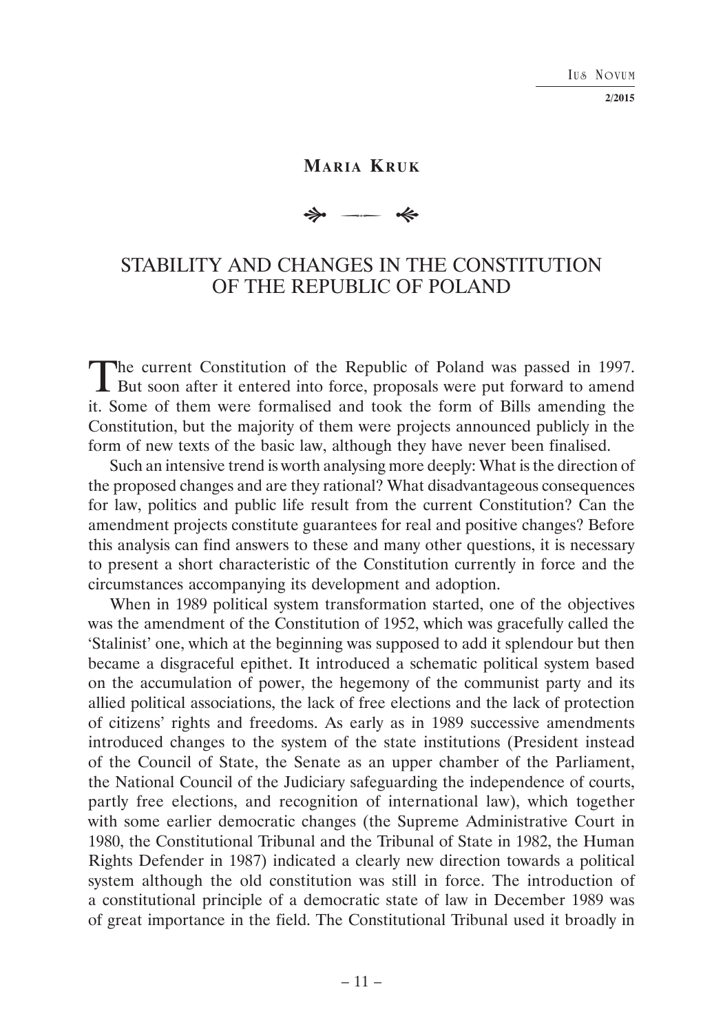**Maria Kruk**

# STABILITY AND CHANGES IN THE CONSTITUTION OF THE REPUBLIC OF POLAND

The current Constitution of the Republic of Poland was passed in 1997. But soon after it entered into force, proposals were put forward to amend it. Some of them were formalised and took the form of Bills amending the Constitution, but the majority of them were projects announced publicly in the form of new texts of the basic law, although they have never been finalised.

Such an intensive trend is worth analysing more deeply: What is the direction of the proposed changes and are they rational? What disadvantageous consequences for law, politics and public life result from the current Constitution? Can the amendment projects constitute guarantees for real and positive changes? Before this analysis can find answers to these and many other questions, it is necessary to present a short characteristic of the Constitution currently in force and the circumstances accompanying its development and adoption.

When in 1989 political system transformation started, one of the objectives was the amendment of the Constitution of 1952, which was gracefully called the 'Stalinist' one, which at the beginning was supposed to add it splendour but then became a disgraceful epithet. It introduced a schematic political system based on the accumulation of power, the hegemony of the communist party and its allied political associations, the lack of free elections and the lack of protection of citizens' rights and freedoms. As early as in 1989 successive amendments introduced changes to the system of the state institutions (President instead of the Council of State, the Senate as an upper chamber of the Parliament, the National Council of the Judiciary safeguarding the independence of courts, partly free elections, and recognition of international law), which together with some earlier democratic changes (the Supreme Administrative Court in 1980, the Constitutional Tribunal and the Tribunal of State in 1982, the Human Rights Defender in 1987) indicated a clearly new direction towards a political system although the old constitution was still in force. The introduction of a constitutional principle of a democratic state of law in December 1989 was of great importance in the field. The Constitutional Tribunal used it broadly in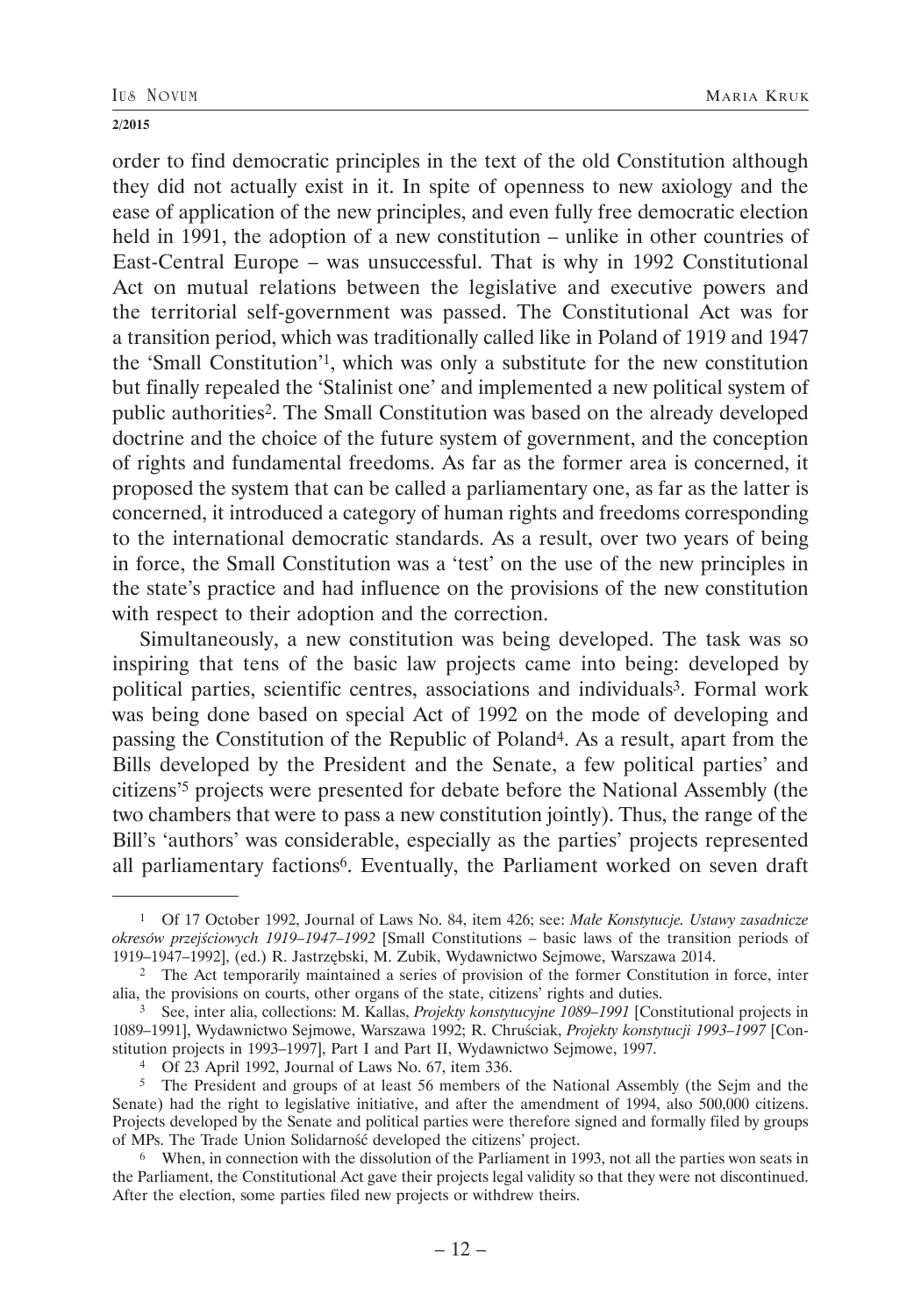order to find democratic principles in the text of the old Constitution although they did not actually exist in it. In spite of openness to new axiology and the ease of application of the new principles, and even fully free democratic election held in 1991, the adoption of a new constitution – unlike in other countries of East-Central Europe – was unsuccessful. That is why in 1992 Constitutional Act on mutual relations between the legislative and executive powers and the territorial self-government was passed. The Constitutional Act was for a transition period, which was traditionally called like in Poland of 1919 and 1947 the 'Small Constitution'[1], which was only a substitute for the new constitution but finally repealed the 'Stalinist one' and implemented a new political system of public authorities[2]. The Small Constitution was based on the already developed doctrine and the choice of the future system of government, and the conception of rights and fundamental freedoms. As far as the former area is concerned, it proposed the system that can be called a parliamentary one, as far as the latter is concerned, it introduced a category of human rights and freedoms corresponding to the international democratic standards. As a result, over two years of being in force, the Small Constitution was a 'test' on the use of the new principles in the state's practice and had influence on the provisions of the new constitution with respect to their adoption and the correction.

Simultaneously, a new constitution was being developed. The task was so inspiring that tens of the basic law projects came into being: developed by political parties, scientific centres, associations and individuals[3]. Formal work was being done based on special Act of 1992 on the mode of developing and passing the Constitution of the Republic of Poland[4]. As a result, apart from the Bills developed by the President and the Senate, a few political parties' and citizens'[5] projects were presented for debate before the National Assembly (the two chambers that were to pass a new constitution jointly). Thus, the range of the Bill's 'authors' was considerable, especially as the parties' projects represented all parliamentary factions[6]. Eventually, the Parliament worked on seven draft

---

[1] Of 17 October 1992, Journal of Laws No. 84, item 426; see: *Małe Konstytucje. Ustawy zasadnicze okresów przejściowych 1919–1947–1992* [Small Constitutions – basic laws of the transition periods of 1919–1947–1992], (ed.) R. Jastrzębski, M. Zubik, Wydawnictwo Sejmowe, Warszawa 2014.

[2] The Act temporarily maintained a series of provision of the former Constitution in force, inter alia, the provisions on courts, other organs of the state, citizens' rights and duties.

[3] See, inter alia, collections: M. Kallas, *Projekty konstytucyjne 1089–1991* [Constitutional projects in 1089–1991], Wydawnictwo Sejmowe, Warszawa 1992; R. Chruściak, *Projekty konstytucji 1993–1997* [Constitution projects in 1993–1997], Part I and Part II, Wydawnictwo Sejmowe, 1997.

[4] Of 23 April 1992, Journal of Laws No. 67, item 336.

[5] The President and groups of at least 56 members of the National Assembly (the Sejm and the Senate) had the right to legislative initiative, and after the amendment of 1994, also 500,000 citizens. Projects developed by the Senate and political parties were therefore signed and formally filed by groups of MPs. The Trade Union Solidarność developed the citizens' project.

[6] When, in connection with the dissolution of the Parliament in 1993, not all the parties won seats in the Parliament, the Constitutional Act gave their projects legal validity so that they were not discontinued. After the election, some parties filed new projects or withdrew theirs.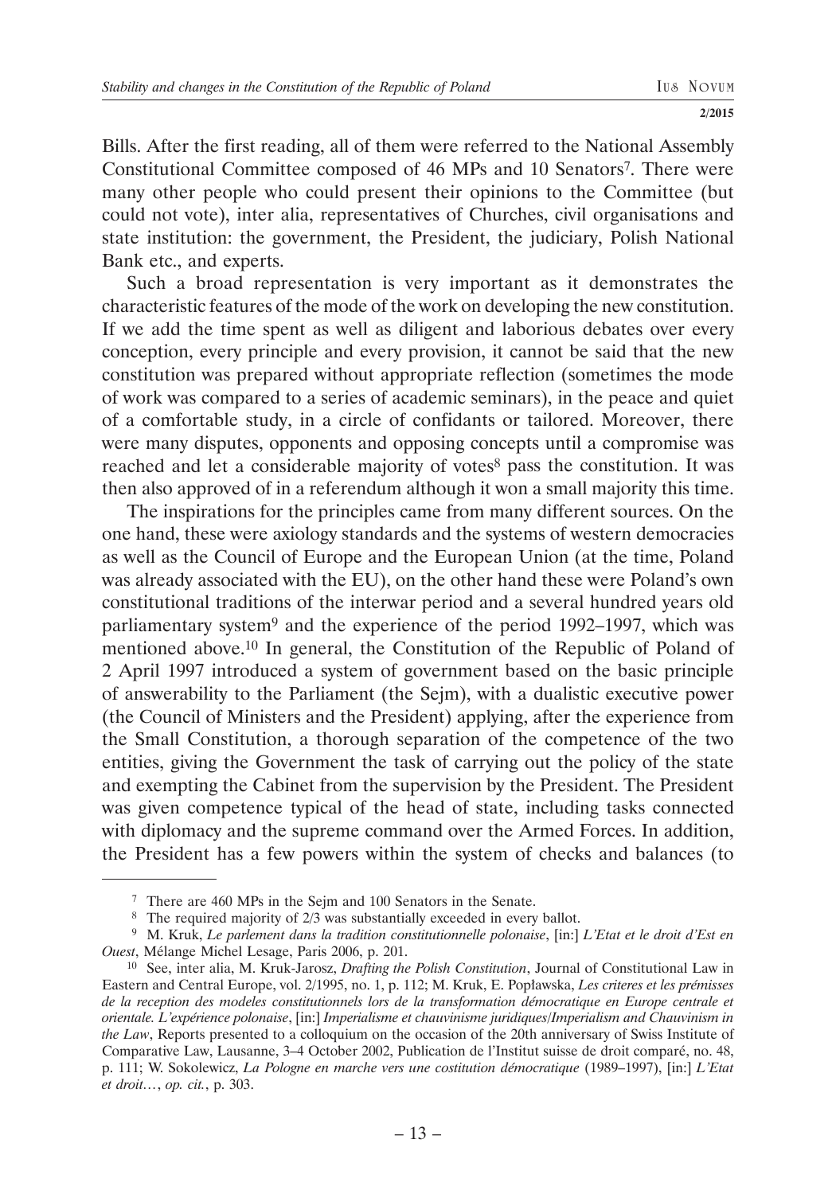Bills. After the first reading, all of them were referred to the National Assembly Constitutional Committee composed of 46 MPs and 10 Senators[7]. There were many other people who could present their opinions to the Committee (but could not vote), inter alia, representatives of Churches, civil organisations and state institution: the government, the President, the judiciary, Polish National Bank etc., and experts.

Such a broad representation is very important as it demonstrates the characteristic features of the mode of the work on developing the new constitution. If we add the time spent as well as diligent and laborious debates over every conception, every principle and every provision, it cannot be said that the new constitution was prepared without appropriate reflection (sometimes the mode of work was compared to a series of academic seminars), in the peace and quiet of a comfortable study, in a circle of confidants or tailored. Moreover, there were many disputes, opponents and opposing concepts until a compromise was reached and let a considerable majority of votes[8] pass the constitution. It was then also approved of in a referendum although it won a small majority this time.

The inspirations for the principles came from many different sources. On the one hand, these were axiology standards and the systems of western democracies as well as the Council of Europe and the European Union (at the time, Poland was already associated with the EU), on the other hand these were Poland's own constitutional traditions of the interwar period and a several hundred years old parliamentary system[9] and the experience of the period 1992–1997, which was mentioned above.[10] In general, the Constitution of the Republic of Poland of 2 April 1997 introduced a system of government based on the basic principle of answerability to the Parliament (the Sejm), with a dualistic executive power (the Council of Ministers and the President) applying, after the experience from the Small Constitution, a thorough separation of the competence of the two entities, giving the Government the task of carrying out the policy of the state and exempting the Cabinet from the supervision by the President. The President was given competence typical of the head of state, including tasks connected with diplomacy and the supreme command over the Armed Forces. In addition, the President has a few powers within the system of checks and balances (to

---

[7] There are 460 MPs in the Sejm and 100 Senators in the Senate.

[8] The required majority of 2/3 was substantially exceeded in every ballot.

[9] M. Kruk, *Le parlement dans la tradition constitutionnelle polonaise*, [in:] *L'Etat et le droit d'Est en Ouest*, Mélange Michel Lesage, Paris 2006, p. 201.

[10] See, inter alia, M. Kruk-Jarosz, *Drafting the Polish Constitution*, Journal of Constitutional Law in Eastern and Central Europe, vol. 2/1995, no. 1, p. 112; M. Kruk, E. Popławska, *Les criteres et les prémisses de la reception des modeles constitutionnels lors de la transformation démocratique en Europe centrale et orientale. L'expérience polonaise*, [in:] *Imperialisme et chauvinisme juridiques/Imperialism and Chauvinism in the Law*, Reports presented to a colloquium on the occasion of the 20th anniversary of Swiss Institute of Comparative Law, Lausanne, 3–4 October 2002, Publication de l'Institut suisse de droit comparé, no. 48, p. 111; W. Sokolewicz, *La Pologne en marche vers une costitution démocratique* (1989–1997), [in:] *L'Etat et droit…*, *op. cit.*, p. 303.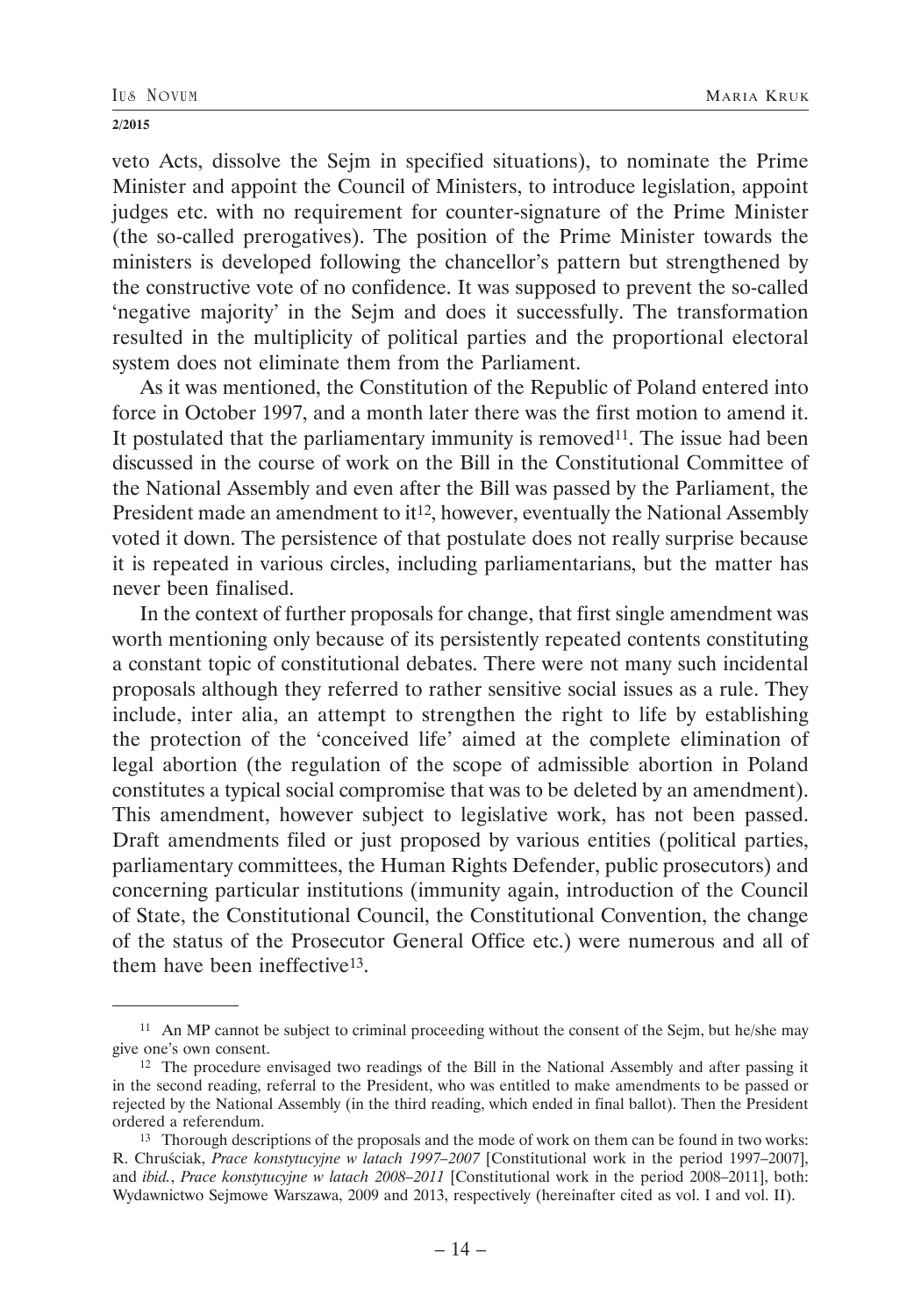veto Acts, dissolve the Sejm in specified situations), to nominate the Prime Minister and appoint the Council of Ministers, to introduce legislation, appoint judges etc. with no requirement for counter-signature of the Prime Minister (the so-called prerogatives). The position of the Prime Minister towards the ministers is developed following the chancellor's pattern but strengthened by the constructive vote of no confidence. It was supposed to prevent the so-called 'negative majority' in the Sejm and does it successfully. The transformation resulted in the multiplicity of political parties and the proportional electoral system does not eliminate them from the Parliament.

As it was mentioned, the Constitution of the Republic of Poland entered into force in October 1997, and a month later there was the first motion to amend it. It postulated that the parliamentary immunity is removed[11]. The issue had been discussed in the course of work on the Bill in the Constitutional Committee of the National Assembly and even after the Bill was passed by the Parliament, the President made an amendment to it[12], however, eventually the National Assembly voted it down. The persistence of that postulate does not really surprise because it is repeated in various circles, including parliamentarians, but the matter has never been finalised.

In the context of further proposals for change, that first single amendment was worth mentioning only because of its persistently repeated contents constituting a constant topic of constitutional debates. There were not many such incidental proposals although they referred to rather sensitive social issues as a rule. They include, inter alia, an attempt to strengthen the right to life by establishing the protection of the 'conceived life' aimed at the complete elimination of legal abortion (the regulation of the scope of admissible abortion in Poland constitutes a typical social compromise that was to be deleted by an amendment). This amendment, however subject to legislative work, has not been passed. Draft amendments filed or just proposed by various entities (political parties, parliamentary committees, the Human Rights Defender, public prosecutors) and concerning particular institutions (immunity again, introduction of the Council of State, the Constitutional Council, the Constitutional Convention, the change of the status of the Prosecutor General Office etc.) were numerous and all of them have been ineffective[13].

---

[11] An MP cannot be subject to criminal proceeding without the consent of the Sejm, but he/she may give one's own consent.

[12] The procedure envisaged two readings of the Bill in the National Assembly and after passing it in the second reading, referral to the President, who was entitled to make amendments to be passed or rejected by the National Assembly (in the third reading, which ended in final ballot). Then the President ordered a referendum.

[13] Thorough descriptions of the proposals and the mode of work on them can be found in two works: R. Chruściak, *Prace konstytucyjne w latach 1997–2007* [Constitutional work in the period 1997–2007], and *ibid.*, *Prace konstytucyjne w latach 2008–2011* [Constitutional work in the period 2008–2011], both: Wydawnictwo Sejmowe Warszawa, 2009 and 2013, respectively (hereinafter cited as vol. I and vol. II).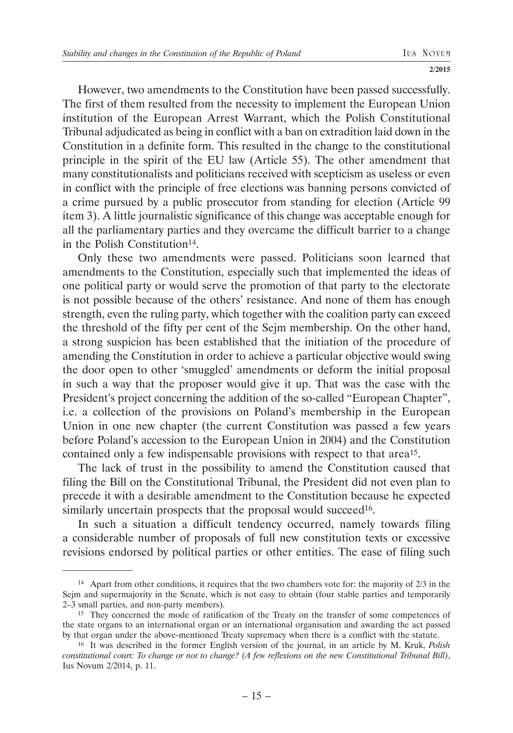However, two amendments to the Constitution have been passed successfully. The first of them resulted from the necessity to implement the European Union institution of the European Arrest Warrant, which the Polish Constitutional Tribunal adjudicated as being in conflict with a ban on extradition laid down in the Constitution in a definite form. This resulted in the change to the constitutional principle in the spirit of the EU law (Article 55). The other amendment that many constitutionalists and politicians received with scepticism as useless or even in conflict with the principle of free elections was banning persons convicted of a crime pursued by a public prosecutor from standing for election (Article 99 item 3). A little journalistic significance of this change was acceptable enough for all the parliamentary parties and they overcame the difficult barrier to a change in the Polish Constitution[14].

Only these two amendments were passed. Politicians soon learned that amendments to the Constitution, especially such that implemented the ideas of one political party or would serve the promotion of that party to the electorate is not possible because of the others' resistance. And none of them has enough strength, even the ruling party, which together with the coalition party can exceed the threshold of the fifty per cent of the Sejm membership. On the other hand, a strong suspicion has been established that the initiation of the procedure of amending the Constitution in order to achieve a particular objective would swing the door open to other 'smuggled' amendments or deform the initial proposal in such a way that the proposer would give it up. That was the case with the President's project concerning the addition of the so-called "European Chapter", i.e. a collection of the provisions on Poland's membership in the European Union in one new chapter (the current Constitution was passed a few years before Poland's accession to the European Union in 2004) and the Constitution contained only a few indispensable provisions with respect to that area[15].

The lack of trust in the possibility to amend the Constitution caused that filing the Bill on the Constitutional Tribunal, the President did not even plan to precede it with a desirable amendment to the Constitution because he expected similarly uncertain prospects that the proposal would succeed[16].

In such a situation a difficult tendency occurred, namely towards filing a considerable number of proposals of full new constitution texts or excessive revisions endorsed by political parties or other entities. The ease of filing such

---

[14] Apart from other conditions, it requires that the two chambers vote for: the majority of 2/3 in the Sejm and supermajority in the Senate, which is not easy to obtain (four stable parties and temporarily 2–3 small parties, and non-party members).

[15] They concerned the mode of ratification of the Treaty on the transfer of some competences of the state organs to an international organ or an international organisation and awarding the act passed by that organ under the above-mentioned Treaty supremacy when there is a conflict with the statute.

[16] It was described in the former English version of the journal, in an article by M. Kruk, *Polish constitutional court: To change or not to change? (A few reflexions on the new Constitutional Tribunal Bill)*, Ius Novum 2/2014, p. 11.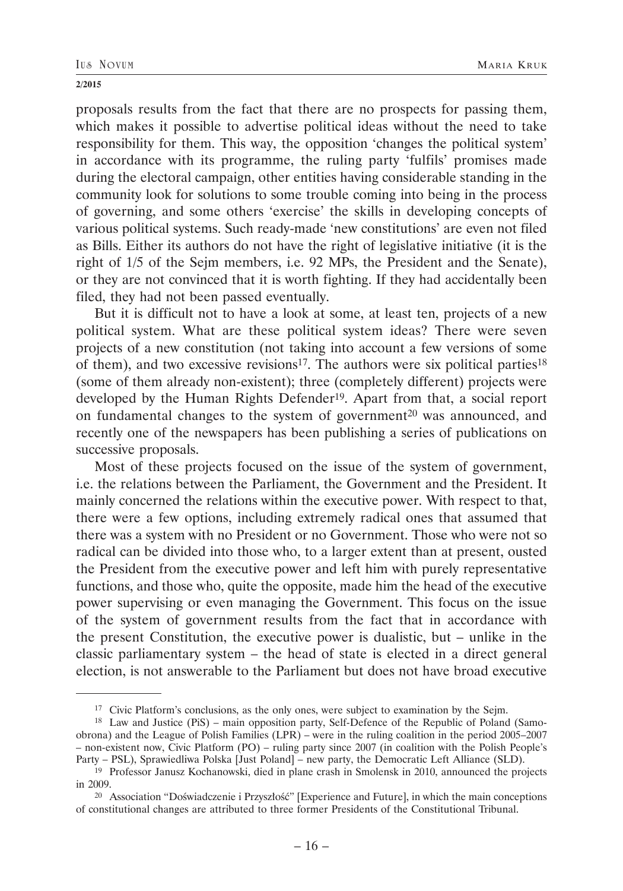proposals results from the fact that there are no prospects for passing them, which makes it possible to advertise political ideas without the need to take responsibility for them. This way, the opposition 'changes the political system' in accordance with its programme, the ruling party 'fulfils' promises made during the electoral campaign, other entities having considerable standing in the community look for solutions to some trouble coming into being in the process of governing, and some others 'exercise' the skills in developing concepts of various political systems. Such ready-made 'new constitutions' are even not filed as Bills. Either its authors do not have the right of legislative initiative (it is the right of 1/5 of the Sejm members, i.e. 92 MPs, the President and the Senate), or they are not convinced that it is worth fighting. If they had accidentally been filed, they had not been passed eventually.

But it is difficult not to have a look at some, at least ten, projects of a new political system. What are these political system ideas? There were seven projects of a new constitution (not taking into account a few versions of some of them), and two excessive revisions[17]. The authors were six political parties[18] (some of them already non-existent); three (completely different) projects were developed by the Human Rights Defender[19]. Apart from that, a social report on fundamental changes to the system of government[20] was announced, and recently one of the newspapers has been publishing a series of publications on successive proposals.

Most of these projects focused on the issue of the system of government, i.e. the relations between the Parliament, the Government and the President. It mainly concerned the relations within the executive power. With respect to that, there were a few options, including extremely radical ones that assumed that there was a system with no President or no Government. Those who were not so radical can be divided into those who, to a larger extent than at present, ousted the President from the executive power and left him with purely representative functions, and those who, quite the opposite, made him the head of the executive power supervising or even managing the Government. This focus on the issue of the system of government results from the fact that in accordance with the present Constitution, the executive power is dualistic, but – unlike in the classic parliamentary system – the head of state is elected in a direct general election, is not answerable to the Parliament but does not have broad executive

---

[17] Civic Platform's conclusions, as the only ones, were subject to examination by the Sejm.

[18] Law and Justice (PiS) – main opposition party, Self-Defence of the Republic of Poland (Samoobrona) and the League of Polish Families (LPR) – were in the ruling coalition in the period 2005–2007 – non-existent now, Civic Platform (PO) – ruling party since 2007 (in coalition with the Polish People's Party – PSL), Sprawiedliwa Polska [Just Poland] – new party, the Democratic Left Alliance (SLD).

[19] Professor Janusz Kochanowski, died in plane crash in Smolensk in 2010, announced the projects in 2009.

[20] Association "Doświadczenie i Przyszłość" [Experience and Future], in which the main conceptions of constitutional changes are attributed to three former Presidents of the Constitutional Tribunal.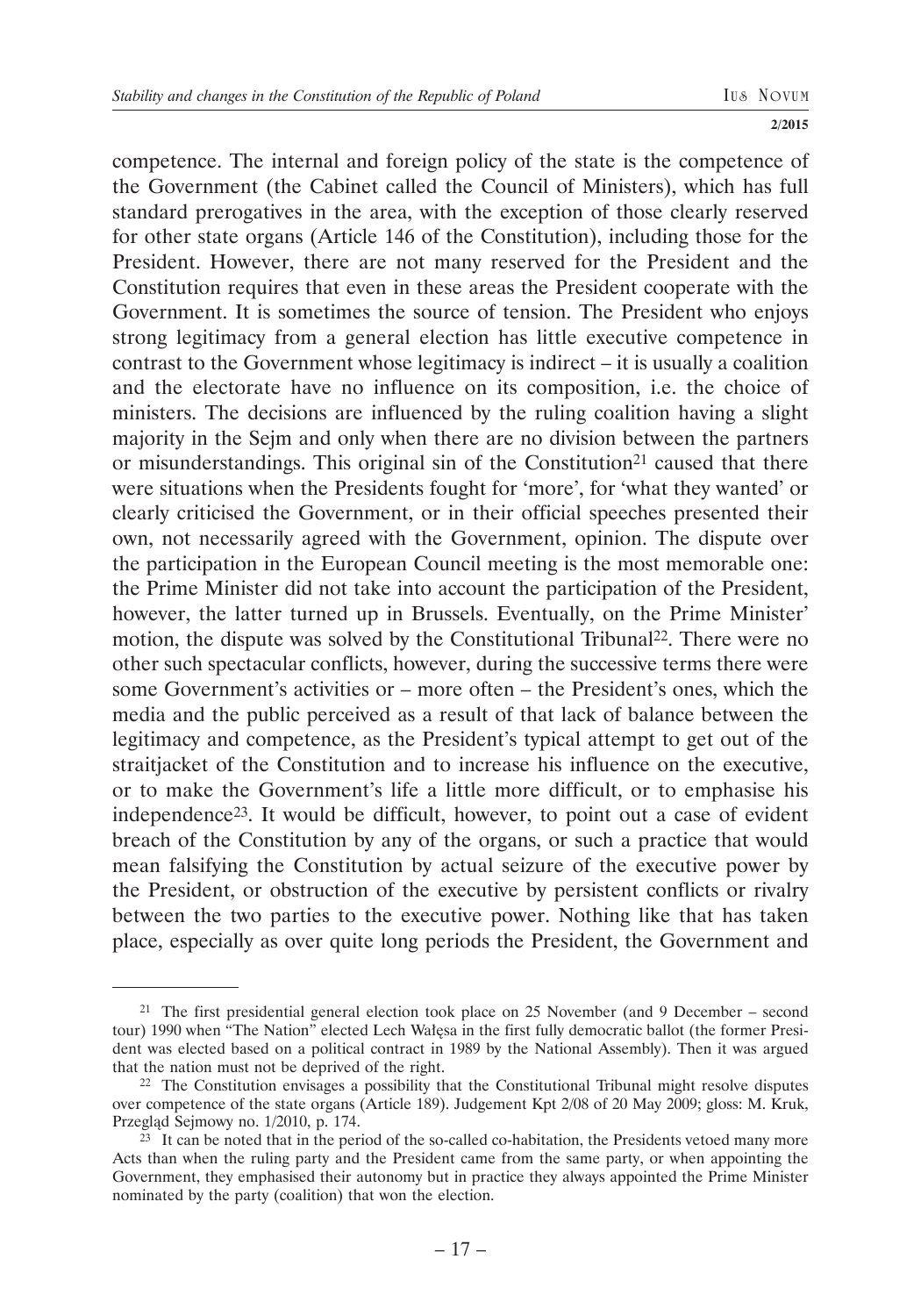competence. The internal and foreign policy of the state is the competence of the Government (the Cabinet called the Council of Ministers), which has full standard prerogatives in the area, with the exception of those clearly reserved for other state organs (Article 146 of the Constitution), including those for the President. However, there are not many reserved for the President and the Constitution requires that even in these areas the President cooperate with the Government. It is sometimes the source of tension. The President who enjoys strong legitimacy from a general election has little executive competence in contrast to the Government whose legitimacy is indirect – it is usually a coalition and the electorate have no influence on its composition, i.e. the choice of ministers. The decisions are influenced by the ruling coalition having a slight majority in the Sejm and only when there are no division between the partners or misunderstandings. This original sin of the Constitution[21] caused that there were situations when the Presidents fought for 'more', for 'what they wanted' or clearly criticised the Government, or in their official speeches presented their own, not necessarily agreed with the Government, opinion. The dispute over the participation in the European Council meeting is the most memorable one: the Prime Minister did not take into account the participation of the President, however, the latter turned up in Brussels. Eventually, on the Prime Minister' motion, the dispute was solved by the Constitutional Tribunal[22]. There were no other such spectacular conflicts, however, during the successive terms there were some Government's activities or – more often – the President's ones, which the media and the public perceived as a result of that lack of balance between the legitimacy and competence, as the President's typical attempt to get out of the straitjacket of the Constitution and to increase his influence on the executive, or to make the Government's life a little more difficult, or to emphasise his independence[23]. It would be difficult, however, to point out a case of evident breach of the Constitution by any of the organs, or such a practice that would mean falsifying the Constitution by actual seizure of the executive power by the President, or obstruction of the executive by persistent conflicts or rivalry between the two parties to the executive power. Nothing like that has taken place, especially as over quite long periods the President, the Government and

---

[21] The first presidential general election took place on 25 November (and 9 December – second tour) 1990 when "The Nation" elected Lech Wałęsa in the first fully democratic ballot (the former President was elected based on a political contract in 1989 by the National Assembly). Then it was argued that the nation must not be deprived of the right.

[22] The Constitution envisages a possibility that the Constitutional Tribunal might resolve disputes over competence of the state organs (Article 189). Judgement Kpt 2/08 of 20 May 2009; gloss: M. Kruk, Przegląd Sejmowy no. 1/2010, p. 174.

[23] It can be noted that in the period of the so-called co-habitation, the Presidents vetoed many more Acts than when the ruling party and the President came from the same party, or when appointing the Government, they emphasised their autonomy but in practice they always appointed the Prime Minister nominated by the party (coalition) that won the election.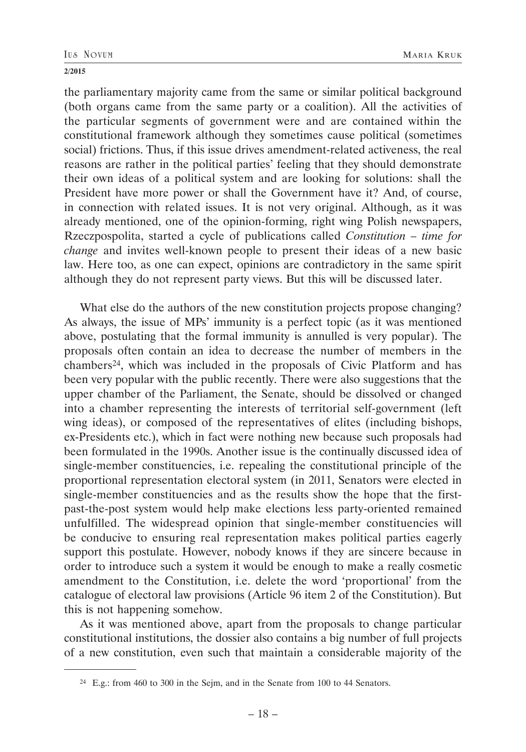the parliamentary majority came from the same or similar political background (both organs came from the same party or a coalition). All the activities of the particular segments of government were and are contained within the constitutional framework although they sometimes cause political (sometimes social) frictions. Thus, if this issue drives amendment-related activeness, the real reasons are rather in the political parties' feeling that they should demonstrate their own ideas of a political system and are looking for solutions: shall the President have more power or shall the Government have it? And, of course, in connection with related issues. It is not very original. Although, as it was already mentioned, one of the opinion-forming, right wing Polish newspapers, Rzeczpospolita, started a cycle of publications called *Constitution – time for change* and invites well-known people to present their ideas of a new basic law. Here too, as one can expect, opinions are contradictory in the same spirit although they do not represent party views. But this will be discussed later.

What else do the authors of the new constitution projects propose changing? As always, the issue of MPs' immunity is a perfect topic (as it was mentioned above, postulating that the formal immunity is annulled is very popular). The proposals often contain an idea to decrease the number of members in the chambers[24], which was included in the proposals of Civic Platform and has been very popular with the public recently. There were also suggestions that the upper chamber of the Parliament, the Senate, should be dissolved or changed into a chamber representing the interests of territorial self-government (left wing ideas), or composed of the representatives of elites (including bishops, ex-Presidents etc.), which in fact were nothing new because such proposals had been formulated in the 1990s. Another issue is the continually discussed idea of single-member constituencies, i.e. repealing the constitutional principle of the proportional representation electoral system (in 2011, Senators were elected in single-member constituencies and as the results show the hope that the first-past-the-post system would help make elections less party-oriented remained unfulfilled. The widespread opinion that single-member constituencies will be conducive to ensuring real representation makes political parties eagerly support this postulate. However, nobody knows if they are sincere because in order to introduce such a system it would be enough to make a really cosmetic amendment to the Constitution, i.e. delete the word 'proportional' from the catalogue of electoral law provisions (Article 96 item 2 of the Constitution). But this is not happening somehow.

As it was mentioned above, apart from the proposals to change particular constitutional institutions, the dossier also contains a big number of full projects of a new constitution, even such that maintain a considerable majority of the

---

[24] E.g.: from 460 to 300 in the Sejm, and in the Senate from 100 to 44 Senators.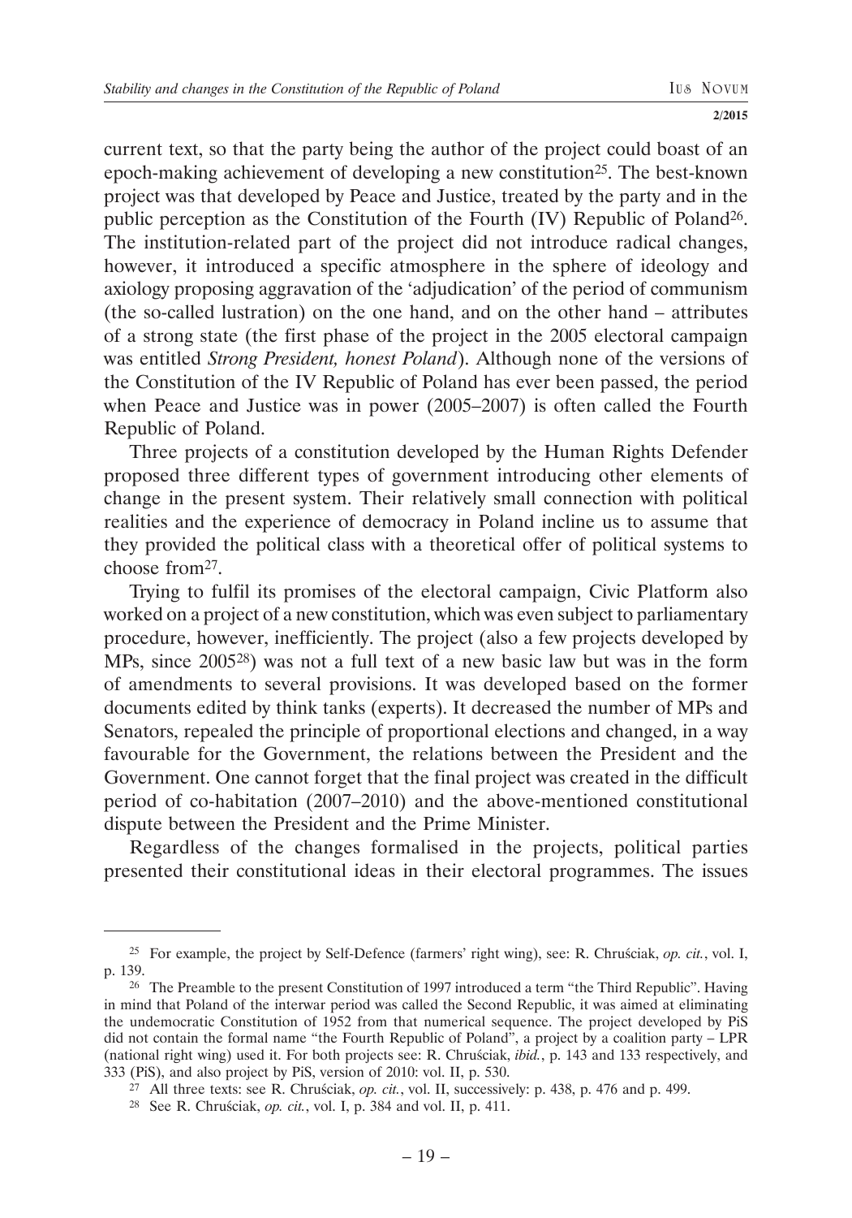current text, so that the party being the author of the project could boast of an epoch-making achievement of developing a new constitution[25]. The best-known project was that developed by Peace and Justice, treated by the party and in the public perception as the Constitution of the Fourth (IV) Republic of Poland[26]. The institution-related part of the project did not introduce radical changes, however, it introduced a specific atmosphere in the sphere of ideology and axiology proposing aggravation of the 'adjudication' of the period of communism (the so-called lustration) on the one hand, and on the other hand – attributes of a strong state (the first phase of the project in the 2005 electoral campaign was entitled *Strong President, honest Poland*). Although none of the versions of the Constitution of the IV Republic of Poland has ever been passed, the period when Peace and Justice was in power (2005–2007) is often called the Fourth Republic of Poland.

Three projects of a constitution developed by the Human Rights Defender proposed three different types of government introducing other elements of change in the present system. Their relatively small connection with political realities and the experience of democracy in Poland incline us to assume that they provided the political class with a theoretical offer of political systems to choose from[27].

Trying to fulfil its promises of the electoral campaign, Civic Platform also worked on a project of a new constitution, which was even subject to parliamentary procedure, however, inefficiently. The project (also a few projects developed by MPs, since 2005[28]) was not a full text of a new basic law but was in the form of amendments to several provisions. It was developed based on the former documents edited by think tanks (experts). It decreased the number of MPs and Senators, repealed the principle of proportional elections and changed, in a way favourable for the Government, the relations between the President and the Government. One cannot forget that the final project was created in the difficult period of co-habitation (2007–2010) and the above-mentioned constitutional dispute between the President and the Prime Minister.

Regardless of the changes formalised in the projects, political parties presented their constitutional ideas in their electoral programmes. The issues

---

[25] For example, the project by Self-Defence (farmers' right wing), see: R. Chruściak, *op. cit.*, vol. I, p. 139.

[26] The Preamble to the present Constitution of 1997 introduced a term "the Third Republic". Having in mind that Poland of the interwar period was called the Second Republic, it was aimed at eliminating the undemocratic Constitution of 1952 from that numerical sequence. The project developed by PiS did not contain the formal name "the Fourth Republic of Poland", a project by a coalition party – LPR (national right wing) used it. For both projects see: R. Chruściak, *ibid.*, p. 143 and 133 respectively, and 333 (PiS), and also project by PiS, version of 2010: vol. II, p. 530.

[27] All three texts: see R. Chruściak, *op. cit.*, vol. II, successively: p. 438, p. 476 and p. 499.

[28] See R. Chruściak, *op. cit.*, vol. I, p. 384 and vol. II, p. 411.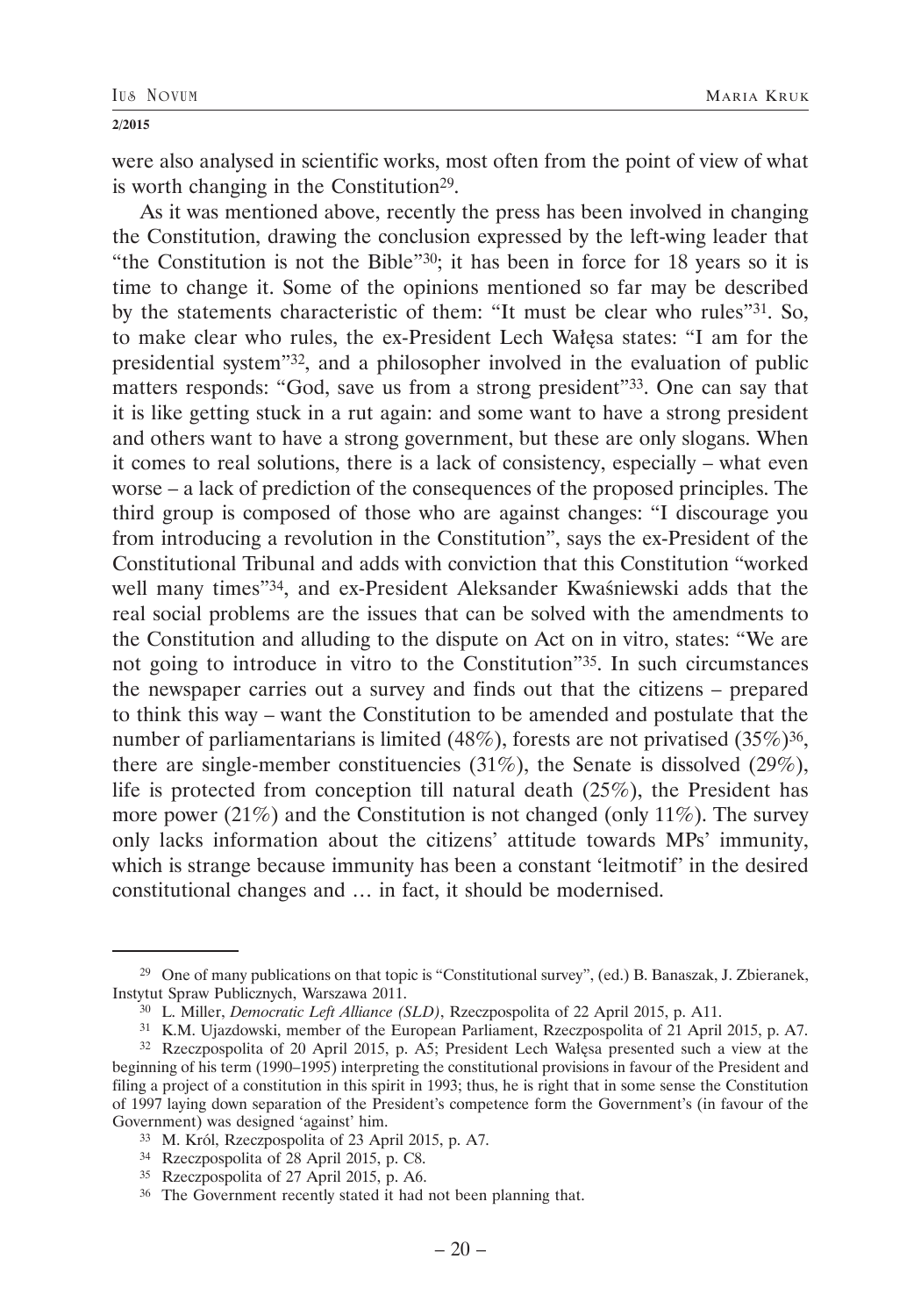were also analysed in scientific works, most often from the point of view of what is worth changing in the Constitution[29].

As it was mentioned above, recently the press has been involved in changing the Constitution, drawing the conclusion expressed by the left-wing leader that "the Constitution is not the Bible"[30]; it has been in force for 18 years so it is time to change it. Some of the opinions mentioned so far may be described by the statements characteristic of them: "It must be clear who rules"[31]. So, to make clear who rules, the ex-President Lech Wałęsa states: "I am for the presidential system"[32], and a philosopher involved in the evaluation of public matters responds: "God, save us from a strong president"[33]. One can say that it is like getting stuck in a rut again: and some want to have a strong president and others want to have a strong government, but these are only slogans. When it comes to real solutions, there is a lack of consistency, especially – what even worse – a lack of prediction of the consequences of the proposed principles. The third group is composed of those who are against changes: "I discourage you from introducing a revolution in the Constitution", says the ex-President of the Constitutional Tribunal and adds with conviction that this Constitution "worked well many times"[34], and ex-President Aleksander Kwaśniewski adds that the real social problems are the issues that can be solved with the amendments to the Constitution and alluding to the dispute on Act on in vitro, states: "We are not going to introduce in vitro to the Constitution"[35]. In such circumstances the newspaper carries out a survey and finds out that the citizens – prepared to think this way – want the Constitution to be amended and postulate that the number of parliamentarians is limited (48%), forests are not privatised (35%)[36], there are single-member constituencies (31%), the Senate is dissolved (29%), life is protected from conception till natural death (25%), the President has more power (21%) and the Constitution is not changed (only 11%). The survey only lacks information about the citizens' attitude towards MPs' immunity, which is strange because immunity has been a constant 'leitmotif' in the desired constitutional changes and … in fact, it should be modernised.

---

[29] One of many publications on that topic is "Constitutional survey", (ed.) B. Banaszak, J. Zbieranek, Instytut Spraw Publicznych, Warszawa 2011.

[30] L. Miller, *Democratic Left Alliance (SLD)*, Rzeczpospolita of 22 April 2015, p. A11.

[31] K.M. Ujazdowski, member of the European Parliament, Rzeczpospolita of 21 April 2015, p. A7.

[32] Rzeczpospolita of 20 April 2015, p. A5; President Lech Wałęsa presented such a view at the beginning of his term (1990–1995) interpreting the constitutional provisions in favour of the President and filing a project of a constitution in this spirit in 1993; thus, he is right that in some sense the Constitution of 1997 laying down separation of the President's competence form the Government's (in favour of the Government) was designed 'against' him.

[33] M. Król, Rzeczpospolita of 23 April 2015, p. A7.

[34] Rzeczpospolita of 28 April 2015, p. C8.

[35] Rzeczpospolita of 27 April 2015, p. A6.

[36] The Government recently stated it had not been planning that.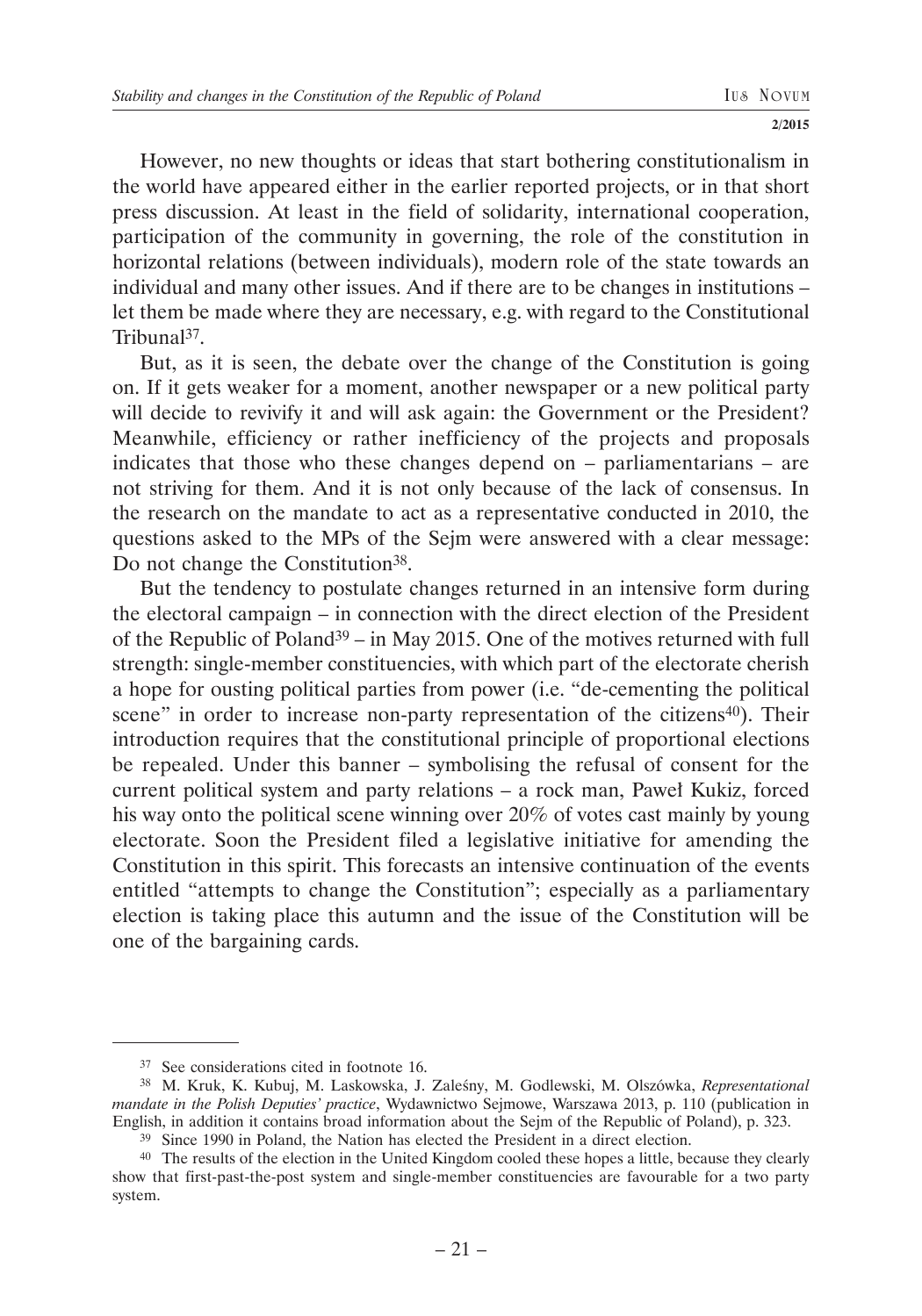However, no new thoughts or ideas that start bothering constitutionalism in the world have appeared either in the earlier reported projects, or in that short press discussion. At least in the field of solidarity, international cooperation, participation of the community in governing, the role of the constitution in horizontal relations (between individuals), modern role of the state towards an individual and many other issues. And if there are to be changes in institutions – let them be made where they are necessary, e.g. with regard to the Constitutional Tribunal[37].

But, as it is seen, the debate over the change of the Constitution is going on. If it gets weaker for a moment, another newspaper or a new political party will decide to revivify it and will ask again: the Government or the President? Meanwhile, efficiency or rather inefficiency of the projects and proposals indicates that those who these changes depend on – parliamentarians – are not striving for them. And it is not only because of the lack of consensus. In the research on the mandate to act as a representative conducted in 2010, the questions asked to the MPs of the Sejm were answered with a clear message: Do not change the Constitution[38].

But the tendency to postulate changes returned in an intensive form during the electoral campaign – in connection with the direct election of the President of the Republic of Poland[39] – in May 2015. One of the motives returned with full strength: single-member constituencies, with which part of the electorate cherish a hope for ousting political parties from power (i.e. "de-cementing the political scene" in order to increase non-party representation of the citizens[40]). Their introduction requires that the constitutional principle of proportional elections be repealed. Under this banner – symbolising the refusal of consent for the current political system and party relations – a rock man, Paweł Kukiz, forced his way onto the political scene winning over 20% of votes cast mainly by young electorate. Soon the President filed a legislative initiative for amending the Constitution in this spirit. This forecasts an intensive continuation of the events entitled "attempts to change the Constitution"; especially as a parliamentary election is taking place this autumn and the issue of the Constitution will be one of the bargaining cards.

---

[37] See considerations cited in footnote 16.

[38] M. Kruk, K. Kubuj, M. Laskowska, J. Zaleśny, M. Godlewski, M. Olszówka, *Representational mandate in the Polish Deputies' practice*, Wydawnictwo Sejmowe, Warszawa 2013, p. 110 (publication in English, in addition it contains broad information about the Sejm of the Republic of Poland), p. 323.

[39] Since 1990 in Poland, the Nation has elected the President in a direct election.

[40] The results of the election in the United Kingdom cooled these hopes a little, because they clearly show that first-past-the-post system and single-member constituencies are favourable for a two party system.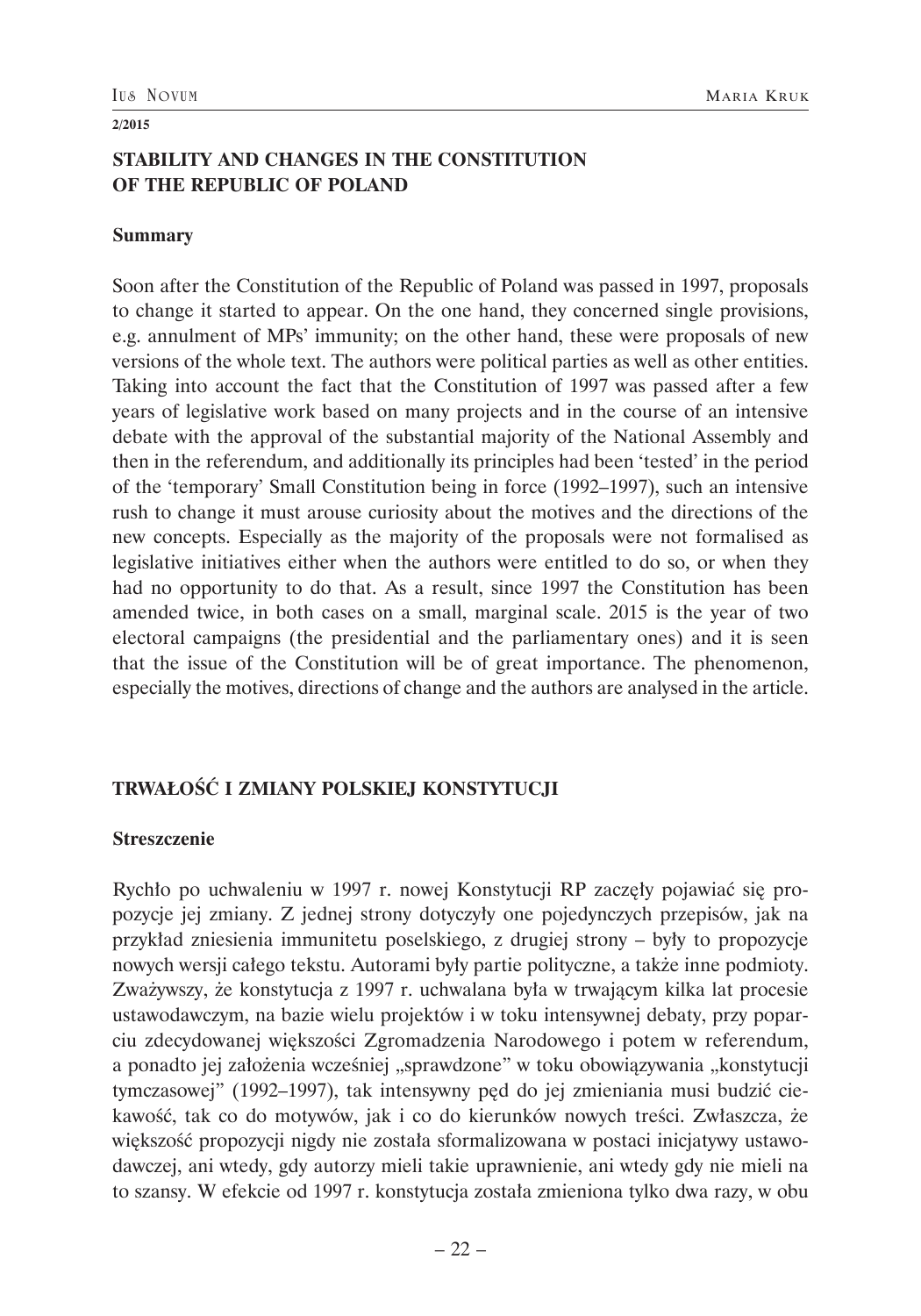**STABILITY AND CHANGES IN THE CONSTITUTION OF THE REPUBLIC OF POLAND**

**Summary**

Soon after the Constitution of the Republic of Poland was passed in 1997, proposals to change it started to appear. On the one hand, they concerned single provisions, e.g. annulment of MPs' immunity; on the other hand, these were proposals of new versions of the whole text. The authors were political parties as well as other entities. Taking into account the fact that the Constitution of 1997 was passed after a few years of legislative work based on many projects and in the course of an intensive debate with the approval of the substantial majority of the National Assembly and then in the referendum, and additionally its principles had been 'tested' in the period of the 'temporary' Small Constitution being in force (1992–1997), such an intensive rush to change it must arouse curiosity about the motives and the directions of the new concepts. Especially as the majority of the proposals were not formalised as legislative initiatives either when the authors were entitled to do so, or when they had no opportunity to do that. As a result, since 1997 the Constitution has been amended twice, in both cases on a small, marginal scale. 2015 is the year of two electoral campaigns (the presidential and the parliamentary ones) and it is seen that the issue of the Constitution will be of great importance. The phenomenon, especially the motives, directions of change and the authors are analysed in the article.

**TRWAŁOŚĆ I ZMIANY POLSKIEJ KONSTYTUCJI**

**Streszczenie**

Rychło po uchwaleniu w 1997 r. nowej Konstytucji RP zaczęły pojawiać się propozycje jej zmiany. Z jednej strony dotyczyły one pojedynczych przepisów, jak na przykład zniesienia immunitetu poselskiego, z drugiej strony – były to propozycje nowych wersji całego tekstu. Autorami były partie polityczne, a także inne podmioty. Zważywszy, że konstytucja z 1997 r. uchwalana była w trwającym kilka lat procesie ustawodawczym, na bazie wielu projektów i w toku intensywnej debaty, przy poparciu zdecydowanej większości Zgromadzenia Narodowego i potem w referendum, a ponadto jej założenia wcześniej „sprawdzone" w toku obowiązywania „konstytucji tymczasowej" (1992–1997), tak intensywny pęd do jej zmieniania musi budzić ciekawość, tak co do motywów, jak i co do kierunków nowych treści. Zwłaszcza, że większość propozycji nigdy nie została sformalizowana w postaci inicjatywy ustawodawczej, ani wtedy, gdy autorzy mieli takie uprawnienie, ani wtedy gdy nie mieli na to szansy. W efekcie od 1997 r. konstytucja została zmieniona tylko dwa razy, w obu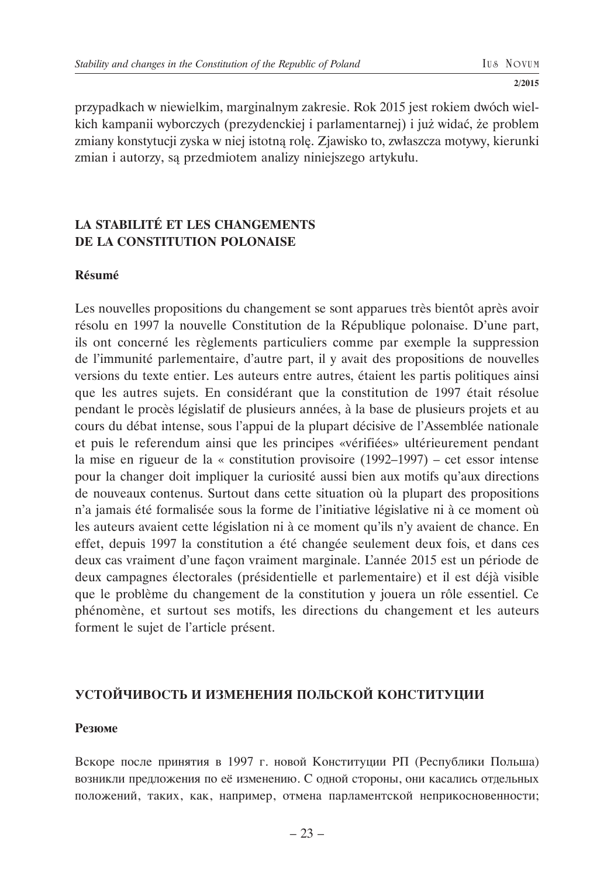przypadkach w niewielkim, marginalnym zakresie. Rok 2015 jest rokiem dwóch wielkich kampanii wyborczych (prezydenckiej i parlamentarnej) i już widać, że problem zmiany konstytucji zyska w niej istotną rolę. Zjawisko to, zwłaszcza motywy, kierunki zmian i autorzy, są przedmiotem analizy niniejszego artykułu.

## LA STABILITÉ ET LES CHANGEMENTS DE LA CONSTITUTION POLONAISE

### Résumé

Les nouvelles propositions du changement se sont apparues très bientôt après avoir résolu en 1997 la nouvelle Constitution de la République polonaise. D'une part, ils ont concerné les règlements particuliers comme par exemple la suppression de l'immunité parlementaire, d'autre part, il y avait des propositions de nouvelles versions du texte entier. Les auteurs entre autres, étaient les partis politiques ainsi que les autres sujets. En considérant que la constitution de 1997 était résolue pendant le procès législatif de plusieurs années, à la base de plusieurs projets et au cours du débat intense, sous l'appui de la plupart décisive de l'Assemblée nationale et puis le referendum ainsi que les principes «vérifiées» ultérieurement pendant la mise en rigueur de la « constitution provisoire (1992–1997) – cet essor intense pour la changer doit impliquer la curiosité aussi bien aux motifs qu'aux directions de nouveaux contenus. Surtout dans cette situation où la plupart des propositions n'a jamais été formalisée sous la forme de l'initiative législative ni à ce moment où les auteurs avaient cette législation ni à ce moment qu'ils n'y avaient de chance. En effet, depuis 1997 la constitution a été changée seulement deux fois, et dans ces deux cas vraiment d'une façon vraiment marginale. L'année 2015 est un période de deux campagnes électorales (présidentielle et parlementaire) et il est déjà visible que le problème du changement de la constitution y jouera un rôle essentiel. Ce phénomène, et surtout ses motifs, les directions du changement et les auteurs forment le sujet de l'article présent.

## УСТОЙЧИВОСТЬ И ИЗМЕНЕНИЯ ПОЛЬСКОЙ КОНСТИТУЦИИ

### Резюме

Вскоре после принятия в 1997 г. новой Конституции РП (Республики Польша) возникли предложения по её изменению. С одной стороны, они касались отдельных положений, таких, как, например, отмена парламентской неприкосновенности;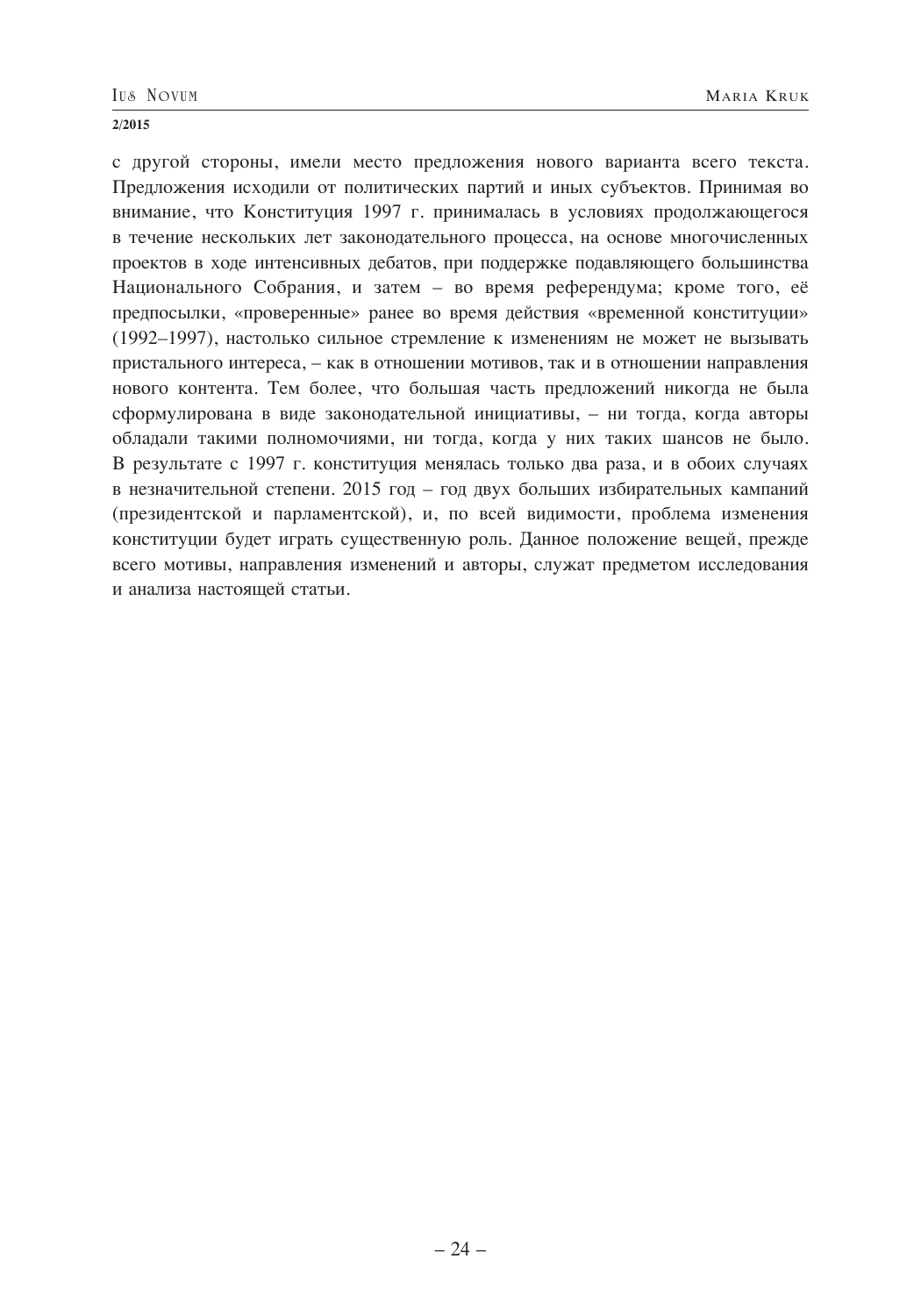с другой стороны, имели место предложения нового варианта всего текста. Предложения исходили от политических партий и иных субъектов. Принимая во внимание, что Конституция 1997 г. принималась в условиях продолжающегося в течение нескольких лет законодательного процесса, на основе многочисленных проектов в ходе интенсивных дебатов, при поддержке подавляющего большинства Национального Собрания, и затем – во время референдума; кроме того, её предпосылки, «проверенные» ранее во время действия «временной конституции» (1992–1997), настолько сильное стремление к изменениям не может не вызывать пристального интереса, – как в отношении мотивов, так и в отношении направления нового контента. Тем более, что большая часть предложений никогда не была сформулирована в виде законодательной инициативы, – ни тогда, когда авторы обладали такими полномочиями, ни тогда, когда у них таких шансов не было. В результате с 1997 г. конституция менялась только два раза, и в обоих случаях в незначительной степени. 2015 год – год двух больших избирательных кампаний (президентской и парламентской), и, по всей видимости, проблема изменения конституции будет играть существенную роль. Данное положение вещей, прежде всего мотивы, направления изменений и авторы, служат предметом исследования и анализа настоящей статьи.